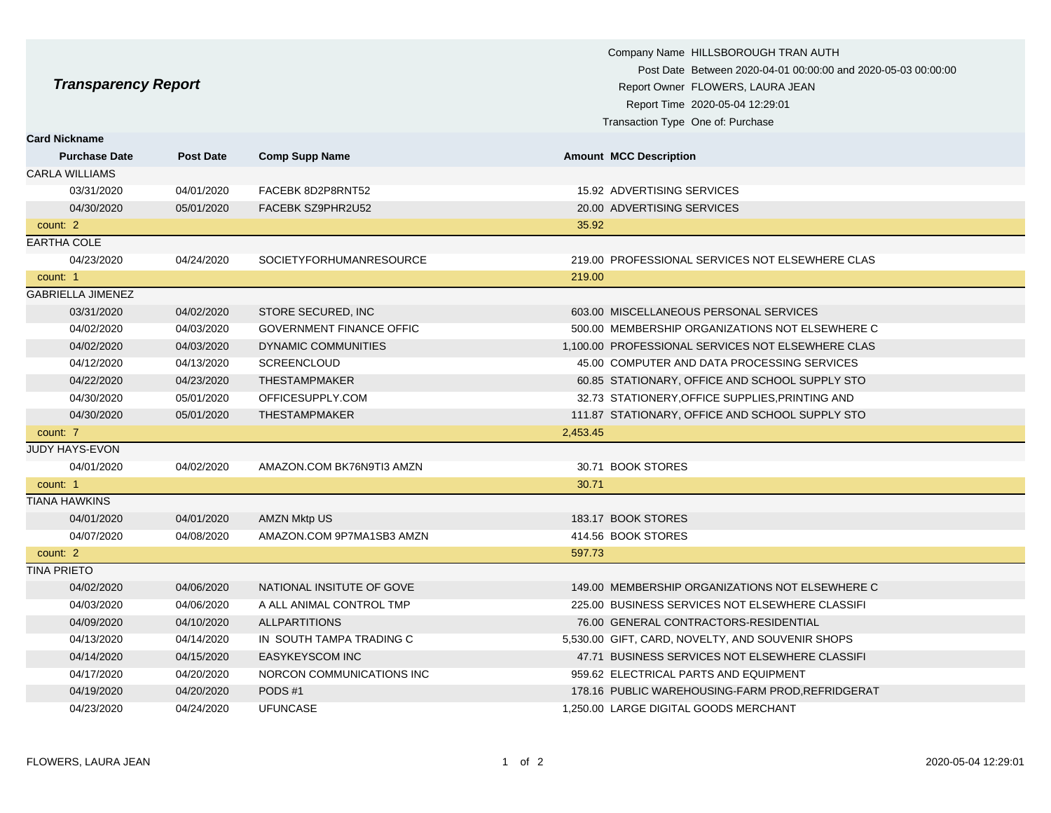# Transparency Report

Company Name HILLSBOROUGH TRAN AUTH
Post Date Between 2020-04-01 00:00:00 and 2020-05-03 00:00:00
Report Owner FLOWERS, LAURA JEAN
Report Time 2020-05-04 12:29:01
Transaction Type One of: Purchase

| Card Nickname | | | | |
|---|---|---|---|---|
| **Purchase Date** | **Post Date** | **Comp Supp Name** | **Amount** | **MCC Description** |
| CARLA WILLIAMS | | | | |
| 03/31/2020 | 04/01/2020 | FACEBK 8D2P8RNT52 | 15.92 | ADVERTISING SERVICES |
| 04/30/2020 | 05/01/2020 | FACEBK SZ9PHR2U52 | 20.00 | ADVERTISING SERVICES |
| count: 2 | | | 35.92 | |
| EARTHA COLE | | | | |
| 04/23/2020 | 04/24/2020 | SOCIETYFORHUMANRESOURCE | 219.00 | PROFESSIONAL SERVICES NOT ELSEWHERE CLAS |
| count: 1 | | | 219.00 | |
| GABRIELLA JIMENEZ | | | | |
| 03/31/2020 | 04/02/2020 | STORE SECURED, INC | 603.00 | MISCELLANEOUS PERSONAL SERVICES |
| 04/02/2020 | 04/03/2020 | GOVERNMENT FINANCE OFFIC | 500.00 | MEMBERSHIP ORGANIZATIONS NOT ELSEWHERE C |
| 04/02/2020 | 04/03/2020 | DYNAMIC COMMUNITIES | 1,100.00 | PROFESSIONAL SERVICES NOT ELSEWHERE CLAS |
| 04/12/2020 | 04/13/2020 | SCREENCLOUD | 45.00 | COMPUTER AND DATA PROCESSING SERVICES |
| 04/22/2020 | 04/23/2020 | THESTAMPMAKER | 60.85 | STATIONARY, OFFICE AND SCHOOL SUPPLY STO |
| 04/30/2020 | 05/01/2020 | OFFICESUPPLY.COM | 32.73 | STATIONERY,OFFICE SUPPLIES,PRINTING AND |
| 04/30/2020 | 05/01/2020 | THESTAMPMAKER | 111.87 | STATIONARY, OFFICE AND SCHOOL SUPPLY STO |
| count: 7 | | | 2,453.45 | |
| JUDY HAYS-EVON | | | | |
| 04/01/2020 | 04/02/2020 | AMAZON.COM BK76N9TI3 AMZN | 30.71 | BOOK STORES |
| count: 1 | | | 30.71 | |
| TIANA HAWKINS | | | | |
| 04/01/2020 | 04/01/2020 | AMZN Mktp US | 183.17 | BOOK STORES |
| 04/07/2020 | 04/08/2020 | AMAZON.COM 9P7MA1SB3 AMZN | 414.56 | BOOK STORES |
| count: 2 | | | 597.73 | |
| TINA PRIETO | | | | |
| 04/02/2020 | 04/06/2020 | NATIONAL INSITUTE OF GOVE | 149.00 | MEMBERSHIP ORGANIZATIONS NOT ELSEWHERE C |
| 04/03/2020 | 04/06/2020 | A ALL ANIMAL CONTROL TMP | 225.00 | BUSINESS SERVICES NOT ELSEWHERE CLASSIFI |
| 04/09/2020 | 04/10/2020 | ALLPARTITIONS | 76.00 | GENERAL CONTRACTORS-RESIDENTIAL |
| 04/13/2020 | 04/14/2020 | IN SOUTH TAMPA TRADING C | 5,530.00 | GIFT, CARD, NOVELTY, AND SOUVENIR SHOPS |
| 04/14/2020 | 04/15/2020 | EASYKEYSCOM INC | 47.71 | BUSINESS SERVICES NOT ELSEWHERE CLASSIFI |
| 04/17/2020 | 04/20/2020 | NORCON COMMUNICATIONS INC | 959.62 | ELECTRICAL PARTS AND EQUIPMENT |
| 04/19/2020 | 04/20/2020 | PODS #1 | 178.16 | PUBLIC WAREHOUSING-FARM PROD,REFRIDGERAT |
| 04/23/2020 | 04/24/2020 | UFUNCASE | 1,250.00 | LARGE DIGITAL GOODS MERCHANT |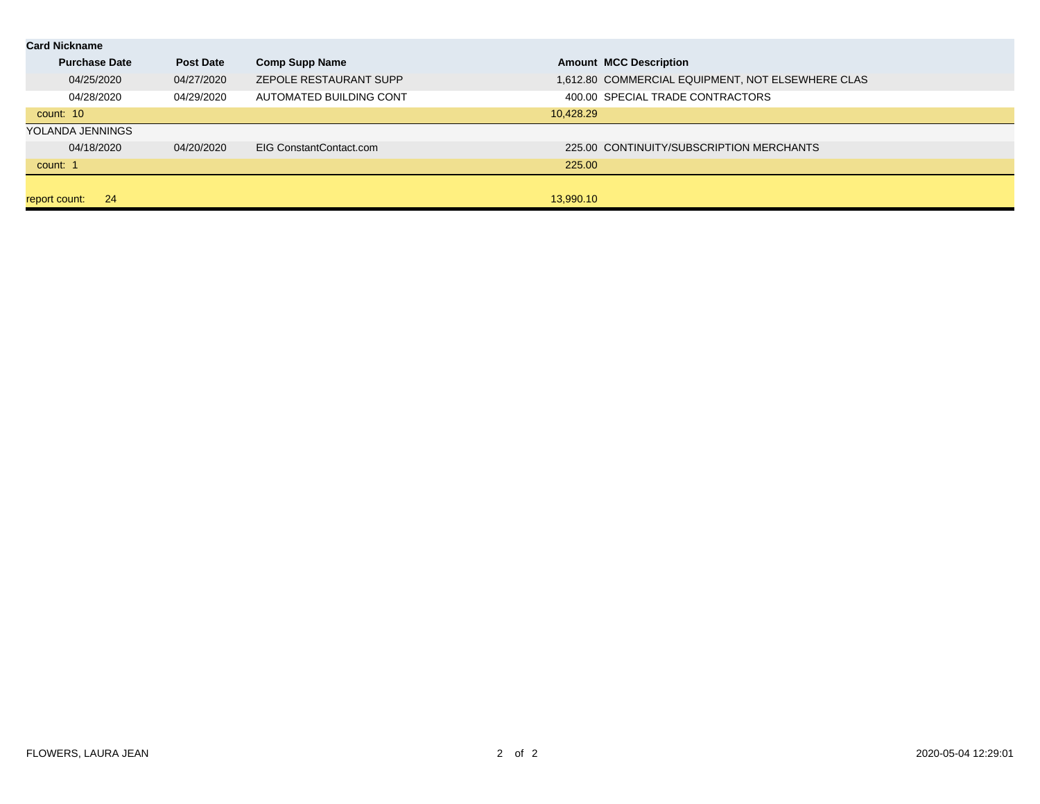| Card Nickname | | | | |
|---|---|---|---|---|
| Purchase Date | Post Date | Comp Supp Name | Amount | MCC Description |
| 04/25/2020 | 04/27/2020 | ZEPOLE RESTAURANT SUPP | 1,612.80 | COMMERCIAL EQUIPMENT, NOT ELSEWHERE CLAS |
| 04/28/2020 | 04/29/2020 | AUTOMATED BUILDING CONT | 400.00 | SPECIAL TRADE CONTRACTORS |
| count: 10 | | | 10,428.29 | |
| YOLANDA JENNINGS | | | | |
| 04/18/2020 | 04/20/2020 | EIG ConstantContact.com | 225.00 | CONTINUITY/SUBSCRIPTION MERCHANTS |
| count: 1 | | | 225.00 | |
| report count: 24 | | | 13,990.10 | |

FLOWERS, LAURA JEAN

2020-05-04 12:29:01